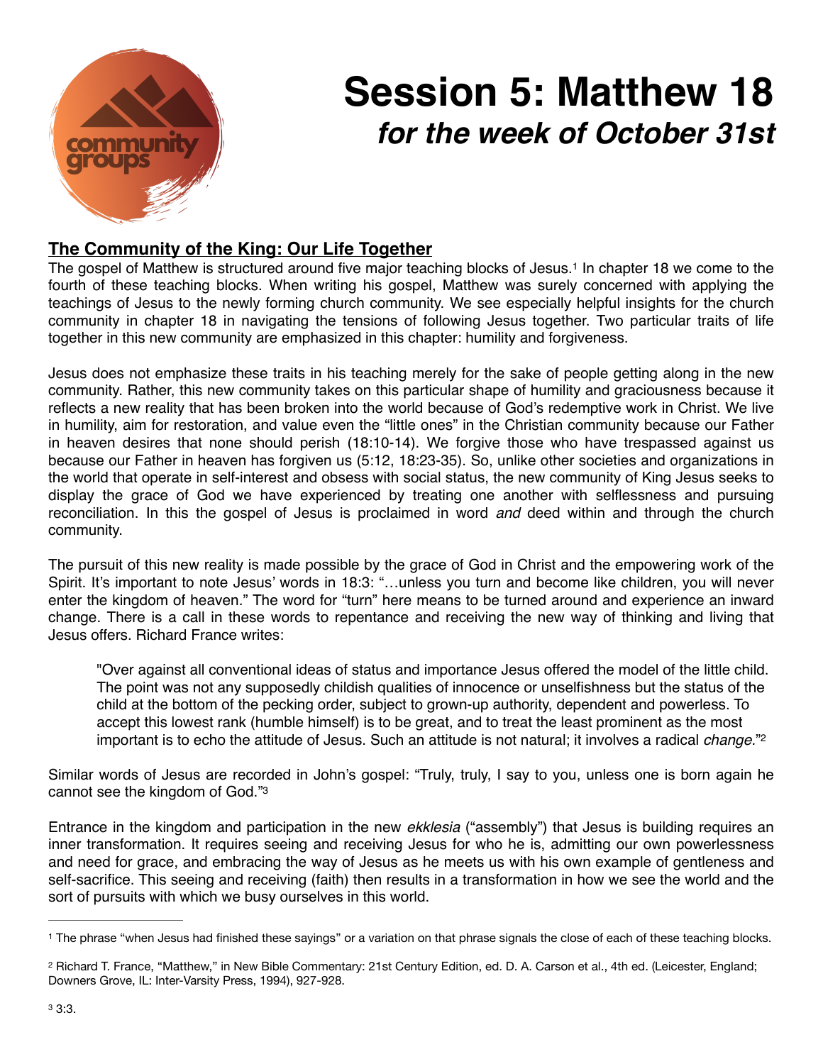# Session 5: Matthew 18

## *for the week of October 31st*

**The Community of the King: Our Life Together**

The gospel of Matthew is structured around five major teaching blocks of Jesus.[1] In chapter 18 we come to the fourth of these teaching blocks. When writing his gospel, Matthew was surely concerned with applying the teachings of Jesus to the newly forming church community. We see especially helpful insights for the church community in chapter 18 in navigating the tensions of following Jesus together. Two particular traits of life together in this new community are emphasized in this chapter: humility and forgiveness.

Jesus does not emphasize these traits in his teaching merely for the sake of people getting along in the new community. Rather, this new community takes on this particular shape of humility and graciousness because it reflects a new reality that has been broken into the world because of God's redemptive work in Christ. We live in humility, aim for restoration, and value even the "little ones" in the Christian community because our Father in heaven desires that none should perish (18:10-14). We forgive those who have trespassed against us because our Father in heaven has forgiven us (5:12, 18:23-35). So, unlike other societies and organizations in the world that operate in self-interest and obsess with social status, the new community of King Jesus seeks to display the grace of God we have experienced by treating one another with selflessness and pursuing reconciliation. In this the gospel of Jesus is proclaimed in word *and* deed within and through the church community.

The pursuit of this new reality is made possible by the grace of God in Christ and the empowering work of the Spirit. It's important to note Jesus' words in 18:3: "…unless you turn and become like children, you will never enter the kingdom of heaven." The word for "turn" here means to be turned around and experience an inward change. There is a call in these words to repentance and receiving the new way of thinking and living that Jesus offers. Richard France writes:

> "Over against all conventional ideas of status and importance Jesus offered the model of the little child. The point was not any supposedly childish qualities of innocence or unselfishness but the status of the child at the bottom of the pecking order, subject to grown-up authority, dependent and powerless. To accept this lowest rank (humble himself) is to be great, and to treat the least prominent as the most important is to echo the attitude of Jesus. Such an attitude is not natural; it involves a radical *change.*"[2]

Similar words of Jesus are recorded in John's gospel: "Truly, truly, I say to you, unless one is born again he cannot see the kingdom of God."[3]

Entrance in the kingdom and participation in the new *ekklesia* ("assembly") that Jesus is building requires an inner transformation. It requires seeing and receiving Jesus for who he is, admitting our own powerlessness and need for grace, and embracing the way of Jesus as he meets us with his own example of gentleness and self-sacrifice. This seeing and receiving (faith) then results in a transformation in how we see the world and the sort of pursuits with which we busy ourselves in this world.

---

[1] The phrase "when Jesus had finished these sayings" or a variation on that phrase signals the close of each of these teaching blocks.

[2] Richard T. France, "Matthew," in New Bible Commentary: 21st Century Edition, ed. D. A. Carson et al., 4th ed. (Leicester, England; Downers Grove, IL: Inter-Varsity Press, 1994), 927-928.

[3] 3:3.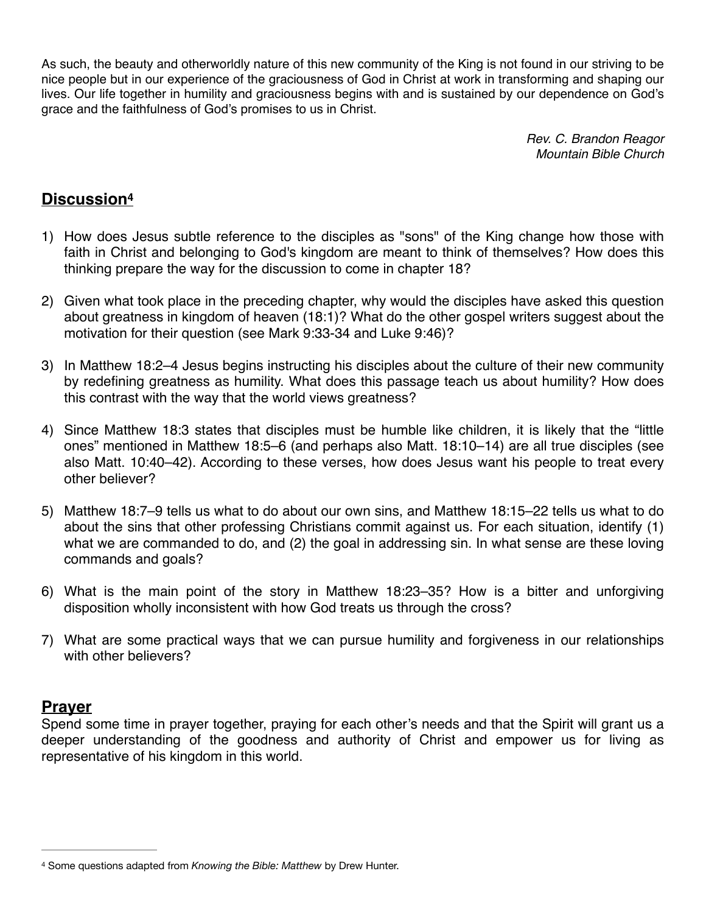As such, the beauty and otherworldly nature of this new community of the King is not found in our striving to be nice people but in our experience of the graciousness of God in Christ at work in transforming and shaping our lives. Our life together in humility and graciousness begins with and is sustained by our dependence on God's grace and the faithfulness of God's promises to us in Christ.

*Rev. C. Brandon Reagor*
*Mountain Bible Church*

## **Discussion**[4]

1) How does Jesus subtle reference to the disciples as "sons" of the King change how those with faith in Christ and belonging to God's kingdom are meant to think of themselves? How does this thinking prepare the way for the discussion to come in chapter 18?

2) Given what took place in the preceding chapter, why would the disciples have asked this question about greatness in kingdom of heaven (18:1)? What do the other gospel writers suggest about the motivation for their question (see Mark 9:33-34 and Luke 9:46)?

3) In Matthew 18:2–4 Jesus begins instructing his disciples about the culture of their new community by redefining greatness as humility. What does this passage teach us about humility? How does this contrast with the way that the world views greatness?

4) Since Matthew 18:3 states that disciples must be humble like children, it is likely that the "little ones" mentioned in Matthew 18:5–6 (and perhaps also Matt. 18:10–14) are all true disciples (see also Matt. 10:40–42). According to these verses, how does Jesus want his people to treat every other believer?

5) Matthew 18:7–9 tells us what to do about our own sins, and Matthew 18:15–22 tells us what to do about the sins that other professing Christians commit against us. For each situation, identify (1) what we are commanded to do, and (2) the goal in addressing sin. In what sense are these loving commands and goals?

6) What is the main point of the story in Matthew 18:23–35? How is a bitter and unforgiving disposition wholly inconsistent with how God treats us through the cross?

7) What are some practical ways that we can pursue humility and forgiveness in our relationships with other believers?

## **Prayer**

Spend some time in prayer together, praying for each other's needs and that the Spirit will grant us a deeper understanding of the goodness and authority of Christ and empower us for living as representative of his kingdom in this world.

---

[4] Some questions adapted from *Knowing the Bible: Matthew* by Drew Hunter.